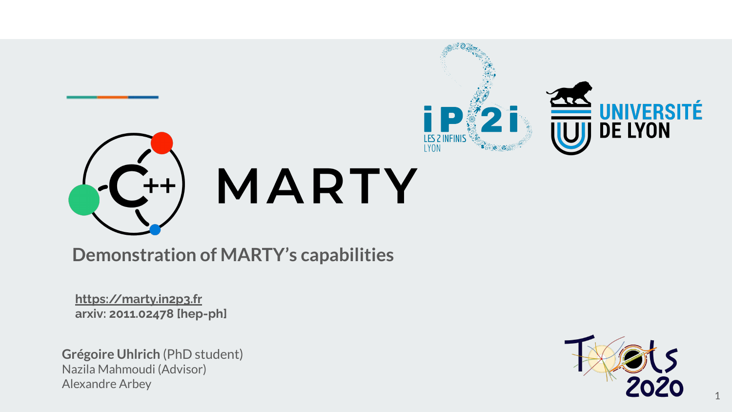# MARTY

## Demonstration of MARTY's capabilities

https://marty.in2p3.fr
**arxiv: 2011.02478 [hep-ph]**

**Grégoire Uhlrich** (PhD student)
Nazila Mahmoudi (Advisor)
Alexandre Arbey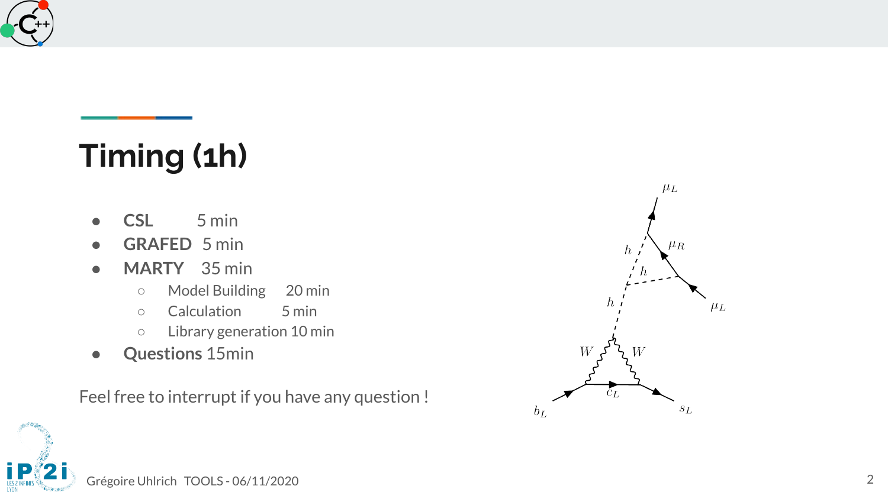# Timing (1h)

- **CSL** 5 min
- **GRAFED** 5 min
- **MARTY** 35 min
  - Model Building 20 min
  - Calculation 5 min
  - Library generation 10 min
- **Questions** 15min

Feel free to interrupt if you have any question !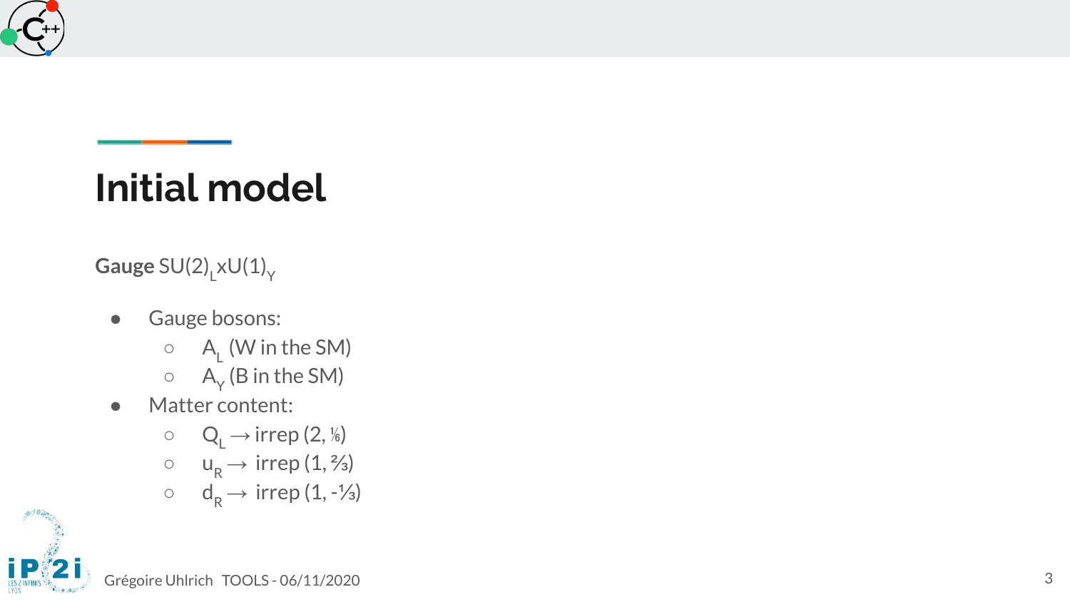# Initial model

**Gauge** $SU(2)_L xU(1)_Y$

- Gauge bosons:
  - $A_L$ (W in the SM)
  - $A_Y$ (B in the SM)
- Matter content:
  - $Q_L \rightarrow$ irrep $(2, \frac{1}{6})$
  - $u_R \rightarrow$ irrep $(1, \frac{2}{3})$
  - $d_R \rightarrow$ irrep $(1, -\frac{1}{3})$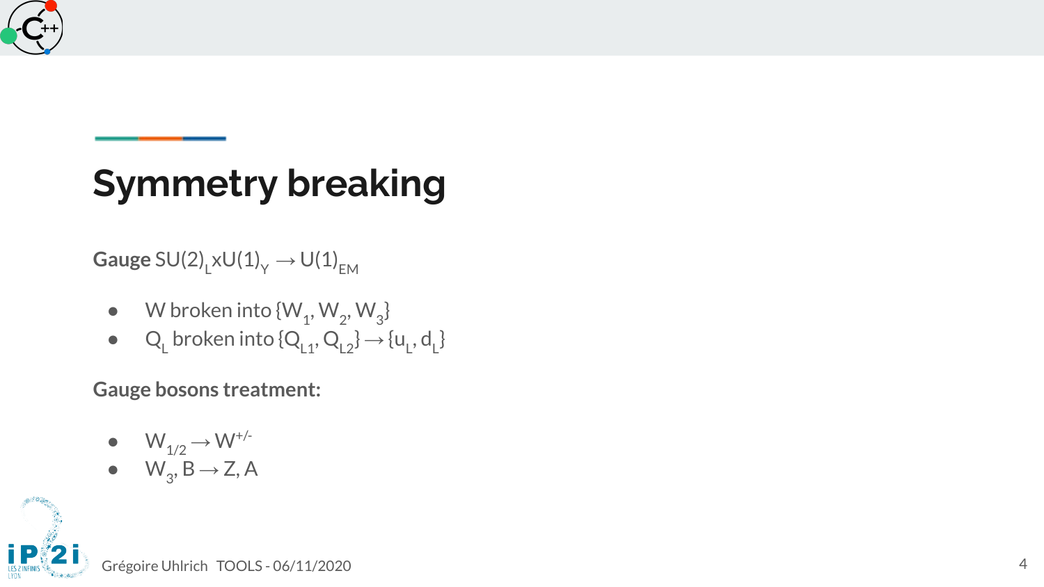# Symmetry breaking

**Gauge** $SU(2)_L xU(1)_Y \rightarrow U(1)_{EM}$

- W broken into $\{W_1, W_2, W_3\}$
- $Q_L$ broken into $\{Q_{L1}, Q_{L2}\} \rightarrow \{u_L, d_L\}$

**Gauge bosons treatment:**

- $W_{1/2} \rightarrow W^{+/-}$
- $W_3$, $B \rightarrow Z, A$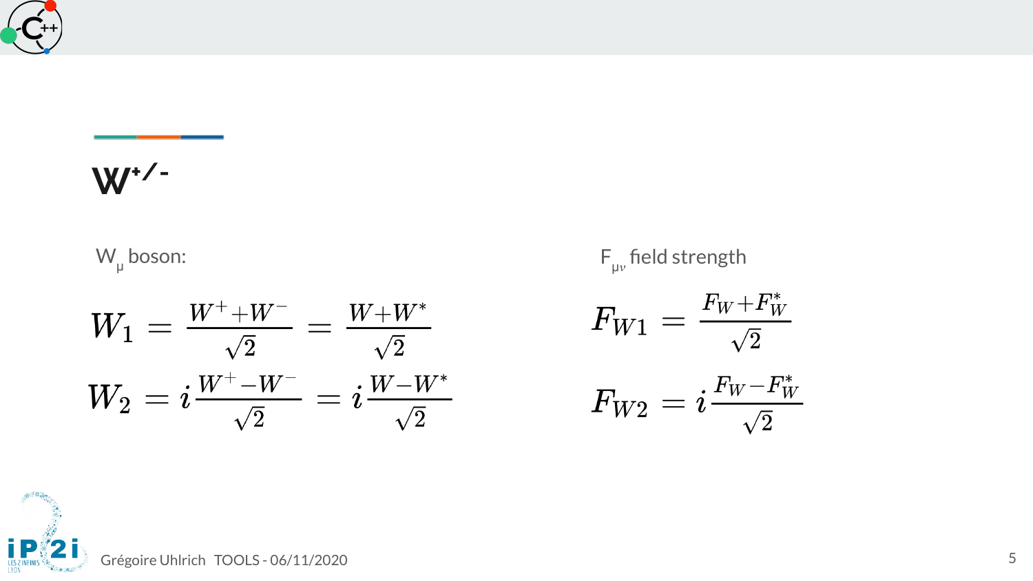## $W^{+/-}$

$W_\mu$ boson:

$$W_1 = \frac{W^+ + W^-}{\sqrt{2}} = \frac{W + W^*}{\sqrt{2}}$$

$$W_2 = i\frac{W^+ - W^-}{\sqrt{2}} = i\frac{W - W^*}{\sqrt{2}}$$

$F_{\mu\nu}$ field strength

$$F_{W1} = \frac{F_W + F_W^*}{\sqrt{2}}$$

$$F_{W2} = i\frac{F_W - F_W^*}{\sqrt{2}}$$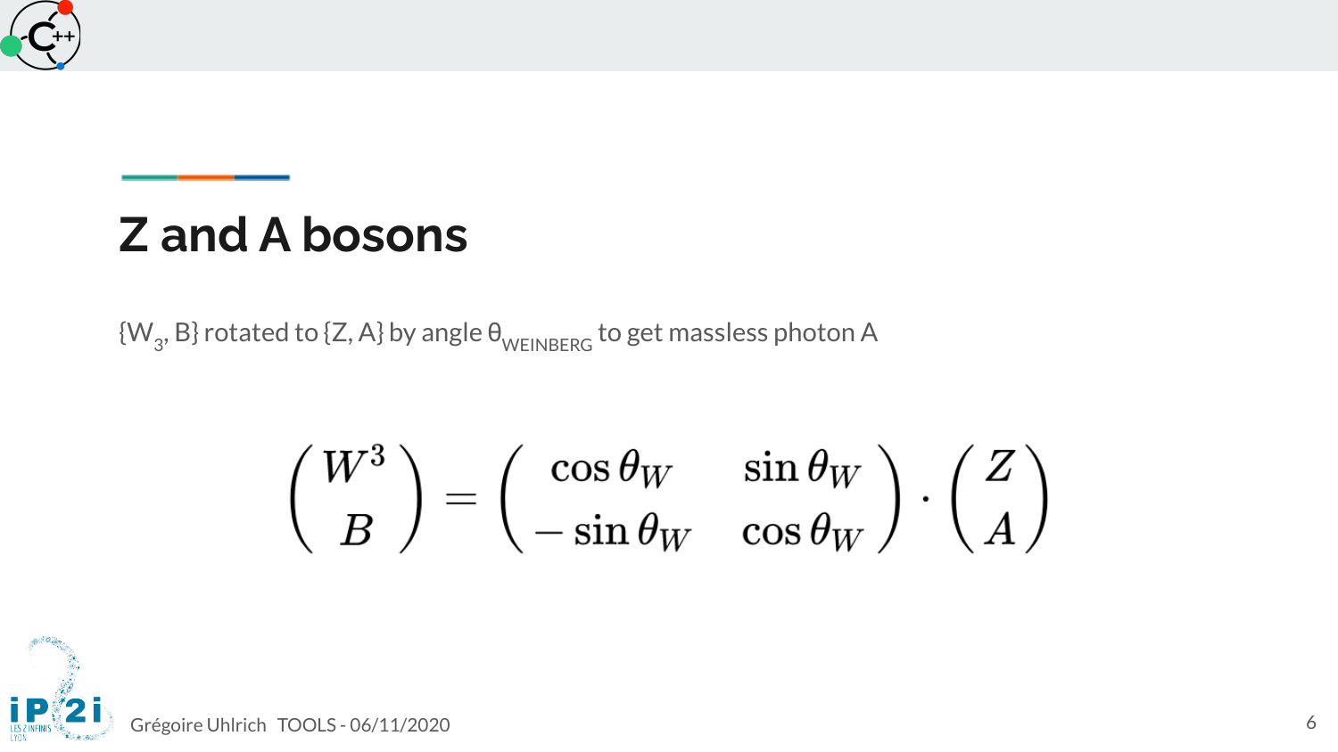# Z and A bosons

$\{W_3, B\}$ rotated to $\{Z, A\}$ by angle $\theta_{WEINBERG}$ to get massless photon A

$$\begin{pmatrix} W^3 \\ B \end{pmatrix} = \begin{pmatrix} \cos\theta_W & \sin\theta_W \\ -\sin\theta_W & \cos\theta_W \end{pmatrix} \cdot \begin{pmatrix} Z \\ A \end{pmatrix}$$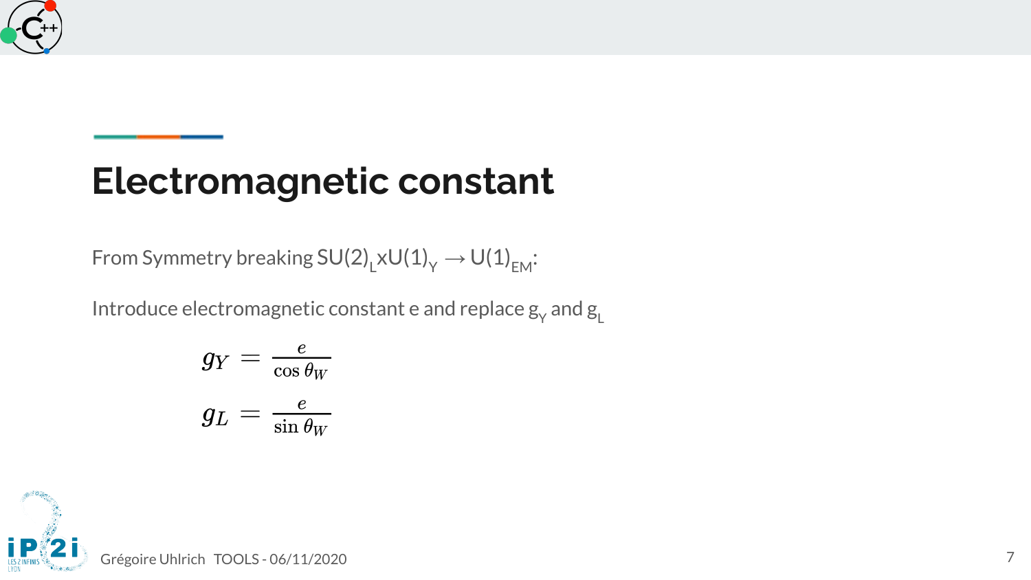# Electromagnetic constant

From Symmetry breaking $SU(2)_L xU(1)_Y \rightarrow U(1)_{EM}$:

Introduce electromagnetic constant e and replace $g_Y$ and $g_L$

$$g_Y = \frac{e}{\cos\theta_W}$$

$$g_L = \frac{e}{\sin\theta_W}$$